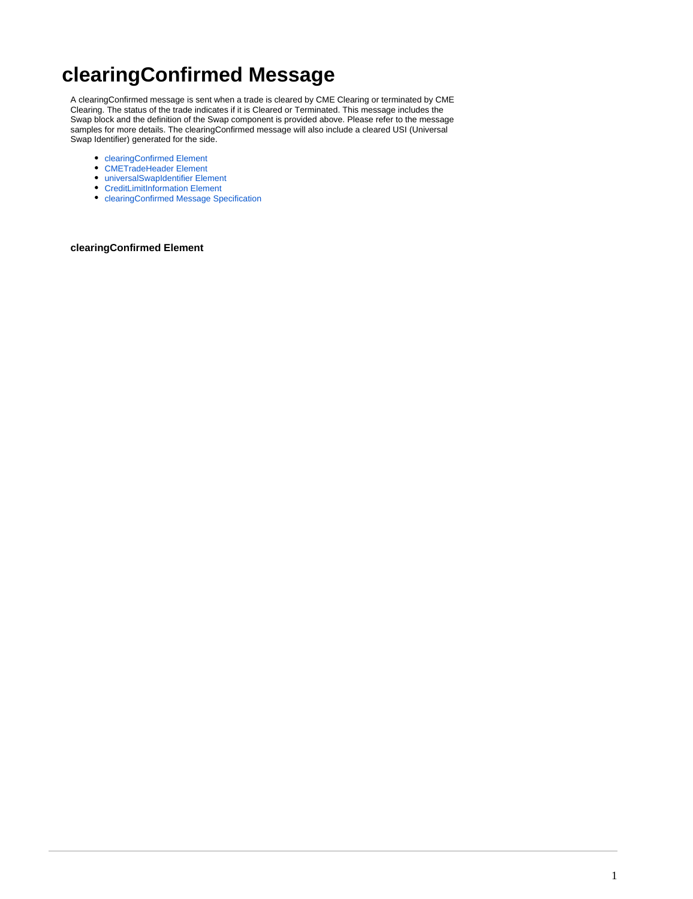# clearingConfirmed Message

A clearingConfirmed message is sent when a trade is cleared by CME Clearing or terminated by CME Clearing. The status of the trade indicates if it is Cleared or Terminated. This message includes the Swap block and the definition of the Swap component is provided above. Please refer to the message samples for more details. The clearingConfirmed message will also include a cleared USI (Universal Swap Identifier) generated for the side.

- clearingConfirmed Element
- CMETradeHeader Element
- universalSwapIdentifier Element
- CreditLimitInformation Element
- clearingConfirmed Message Specification

### clearingConfirmed Element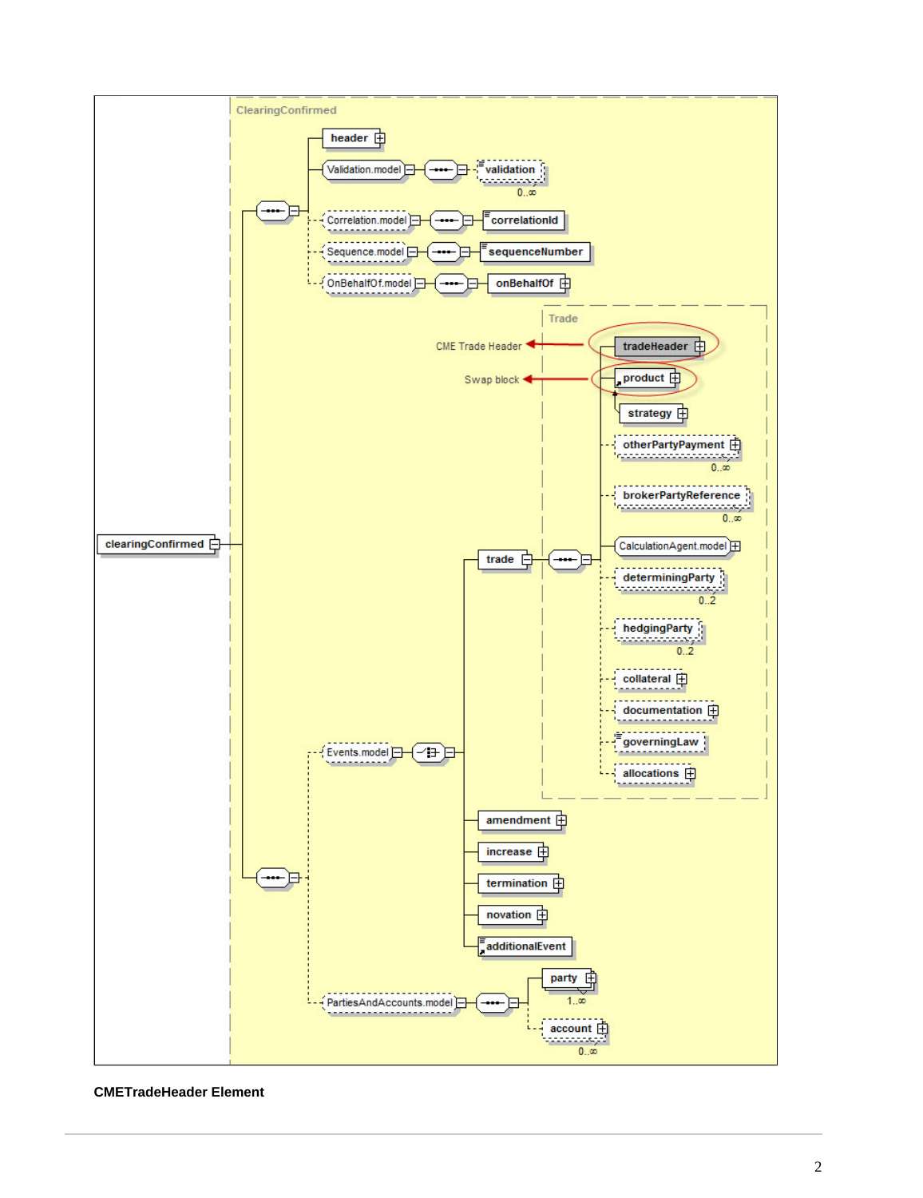**CMETradeHeader Element**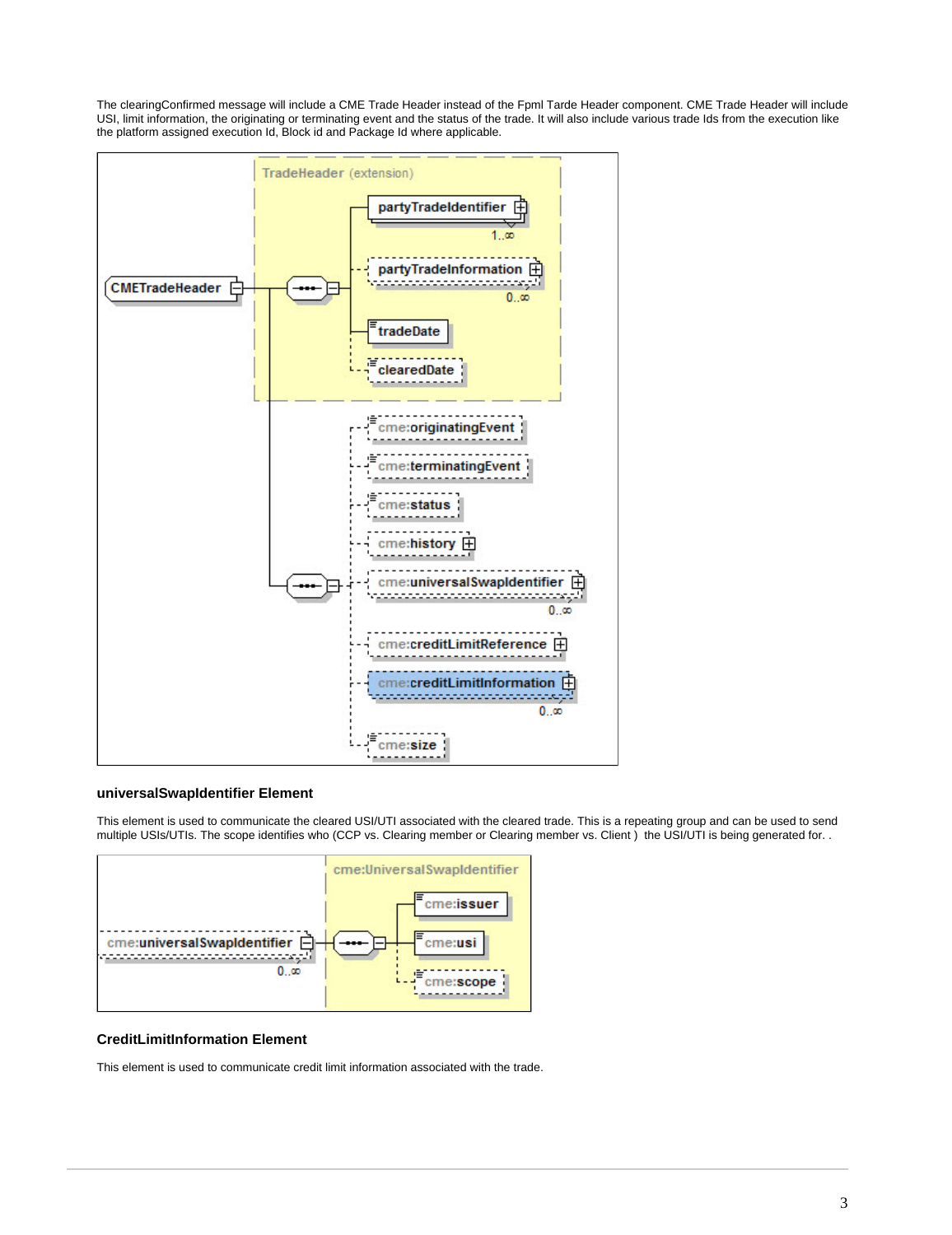The clearingConfirmed message will include a CME Trade Header instead of the Fpml Tarde Header component. CME Trade Header will include USI, limit information, the originating or terminating event and the status of the trade. It will also include various trade Ids from the execution like the platform assigned execution Id, Block id and Package Id where applicable.

### universalSwapIdentifier Element

This element is used to communicate the cleared USI/UTI associated with the cleared trade. This is a repeating group and can be used to send multiple USIs/UTIs. The scope identifies who (CCP vs. Clearing member or Clearing member vs. Client ) the USI/UTI is being generated for. .

### CreditLimitInformation Element

This element is used to communicate credit limit information associated with the trade.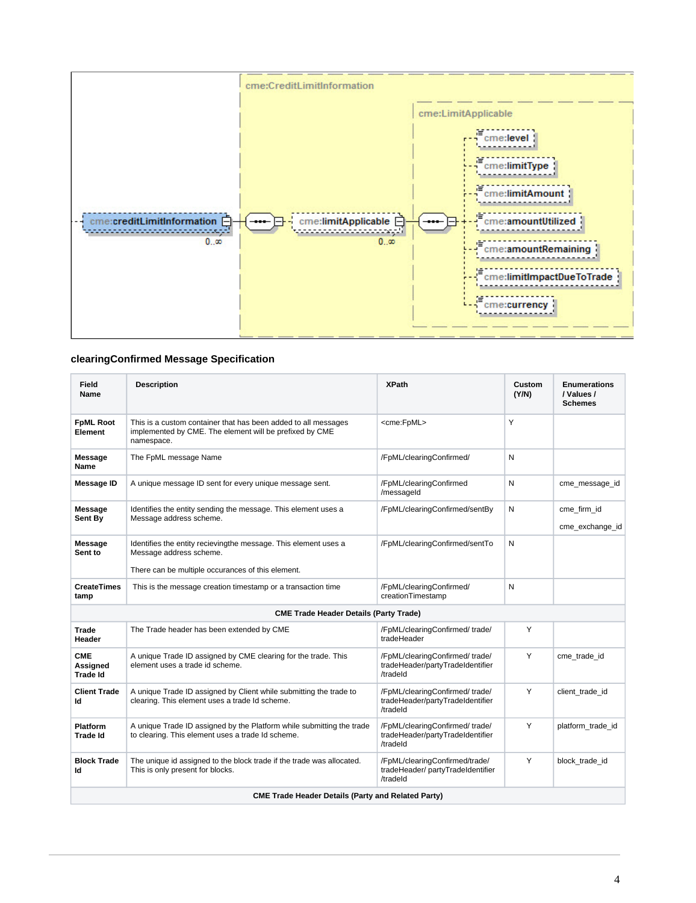cme:CreditLimitInformation

cme:LimitApplicable

cme:creditLimitInformation 0..∞

cme:limitApplicable 0..∞

cme:level

cme:limitType

cme:limitAmount

cme:amountUtilized

cme:amountRemaining

cme:limitImpactDueToTrade

cme:currency

### clearingConfirmed Message Specification

| Field Name | Description | XPath | Custom (Y/N) | Enumerations / Values / Schemes |
|---|---|---|---|---|
| FpML Root Element | This is a custom container that has been added to all messages implemented by CME. The element will be prefixed by CME namespace. | <cme:FpML> | Y | |
| Message Name | The FpML message Name | /FpML/clearingConfirmed/ | N | |
| Message ID | A unique message ID sent for every unique message sent. | /FpML/clearingConfirmed /messageId | N | cme_message_id |
| Message Sent By | Identifies the entity sending the message. This element uses a Message address scheme. | /FpML/clearingConfirmed/sentBy | N | cme_firm_id<br><br>cme_exchange_id |
| Message Sent to | Identifies the entity recievingthe message. This element uses a Message address scheme.<br><br>There can be multiple occurances of this element. | /FpML/clearingConfirmed/sentTo | N | |
| CreateTimestamp | This is the message creation timestamp or a transaction time | /FpML/clearingConfirmed/ creationTimestamp | N | |
| **CME Trade Header Details (Party Trade)** | | | | |
| Trade Header | The Trade header has been extended by CME | /FpML/clearingConfirmed/ trade/ tradeHeader | Y | |
| CME Assigned Trade Id | A unique Trade ID assigned by CME clearing for the trade. This element uses a trade id scheme. | /FpML/clearingConfirmed/ trade/ tradeHeader/partyTradeIdentifier /tradeId | Y | cme_trade_id |
| Client Trade Id | A unique Trade ID assigned by Client while submitting the trade to clearing. This element uses a trade Id scheme. | /FpML/clearingConfirmed/ trade/ tradeHeader/partyTradeIdentifier /tradeId | Y | client_trade_id |
| Platform Trade Id | A unique Trade ID assigned by the Platform while submitting the trade to clearing. This element uses a trade Id scheme. | /FpML/clearingConfirmed/ trade/ tradeHeader/partyTradeIdentifier /tradeId | Y | platform_trade_id |
| Block Trade Id | The unique id assigned to the block trade if the trade was allocated. This is only present for blocks. | /FpML/clearingConfirmed/trade/ tradeHeader/ partyTradeIdentifier /tradeId | Y | block_trade_id |
| **CME Trade Header Details (Party and Related Party)** | | | | |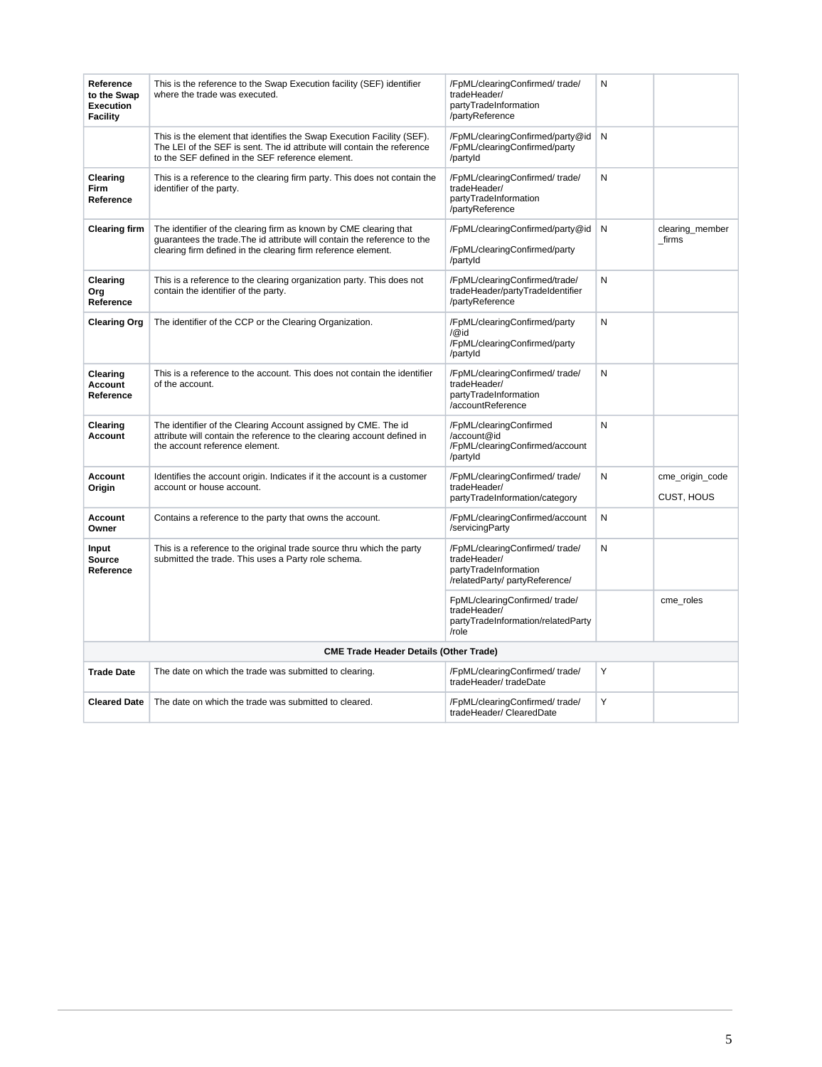| | | | | |
|---|---|---|---|---|
| **Reference to the Swap Execution Facility** | This is the reference to the Swap Execution facility (SEF) identifier where the trade was executed. | /FpML/clearingConfirmed/ trade/ tradeHeader/ partyTradeInformation /partyReference | N | |
| | This is the element that identifies the Swap Execution Facility (SEF). The LEI of the SEF is sent. The id attribute will contain the reference to the SEF defined in the SEF reference element. | /FpML/clearingConfirmed/party@id /FpML/clearingConfirmed/party /partyId | N | |
| **Clearing Firm Reference** | This is a reference to the clearing firm party. This does not contain the identifier of the party. | /FpML/clearingConfirmed/ trade/ tradeHeader/ partyTradeInformation /partyReference | N | |
| **Clearing firm** | The identifier of the clearing firm as known by CME clearing that guarantees the trade.The id attribute will contain the reference to the clearing firm defined in the clearing firm reference element. | /FpML/clearingConfirmed/party@id<br><br>/FpML/clearingConfirmed/party /partyId | N | clearing_member _firms |
| **Clearing Org Reference** | This is a reference to the clearing organization party. This does not contain the identifier of the party. | /FpML/clearingConfirmed/trade/ tradeHeader/partyTradeIdentifier /partyReference | N | |
| **Clearing Org** | The identifier of the CCP or the Clearing Organization. | /FpML/clearingConfirmed/party /@id /FpML/clearingConfirmed/party /partyId | N | |
| **Clearing Account Reference** | This is a reference to the account. This does not contain the identifier of the account. | /FpML/clearingConfirmed/ trade/ tradeHeader/ partyTradeInformation /accountReference | N | |
| **Clearing Account** | The identifier of the Clearing Account assigned by CME. The id attribute will contain the reference to the clearing account defined in the account reference element. | /FpML/clearingConfirmed /account@id /FpML/clearingConfirmed/account /partyId | N | |
| **Account Origin** | Identifies the account origin. Indicates if it the account is a customer account or house account. | /FpML/clearingConfirmed/ trade/ tradeHeader/ partyTradeInformation/category | N | cme_origin_code<br><br>CUST, HOUS |
| **Account Owner** | Contains a reference to the party that owns the account. | /FpML/clearingConfirmed/account /servicingParty | N | |
| **Input Source Reference** | This is a reference to the original trade source thru which the party submitted the trade. This uses a Party role schema. | /FpML/clearingConfirmed/ trade/ tradeHeader/ partyTradeInformation /relatedParty/ partyReference/ | N | |
| | | FpML/clearingConfirmed/ trade/ tradeHeader/ partyTradeInformation/relatedParty /role | | cme_roles |
| **CME Trade Header Details (Other Trade)** | | | | |
| **Trade Date** | The date on which the trade was submitted to clearing. | /FpML/clearingConfirmed/ trade/ tradeHeader/ tradeDate | Y | |
| **Cleared Date** | The date on which the trade was submitted to cleared. | /FpML/clearingConfirmed/ trade/ tradeHeader/ ClearedDate | Y | |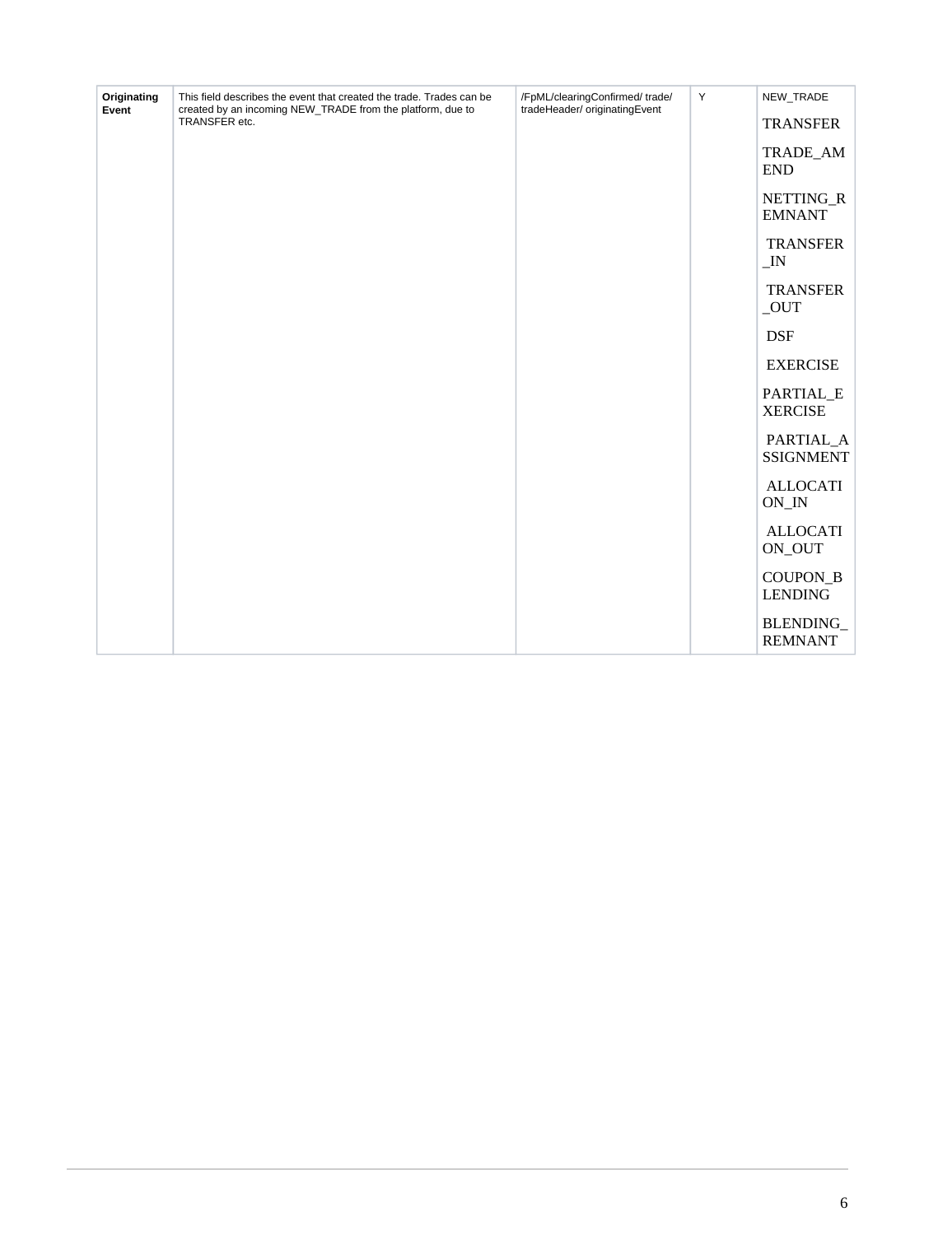| Originating Event | This field describes the event that created the trade. Trades can be created by an incoming NEW_TRADE from the platform, due to TRANSFER etc. | /FpML/clearingConfirmed/ trade/ tradeHeader/ originatingEvent | Y | NEW_TRADE<br>TRANSFER<br>TRADE_AMEND<br>NETTING_REMNANT<br>TRANSFER_IN<br>TRANSFER_OUT<br>DSF<br>EXERCISE<br>PARTIAL_EXERCISE<br>PARTIAL_ASSIGNMENT<br>ALLOCATION_IN<br>ALLOCATION_OUT<br>COUPON_BLENDING<br>BLENDING_REMNANT |
|---|---|---|---|---|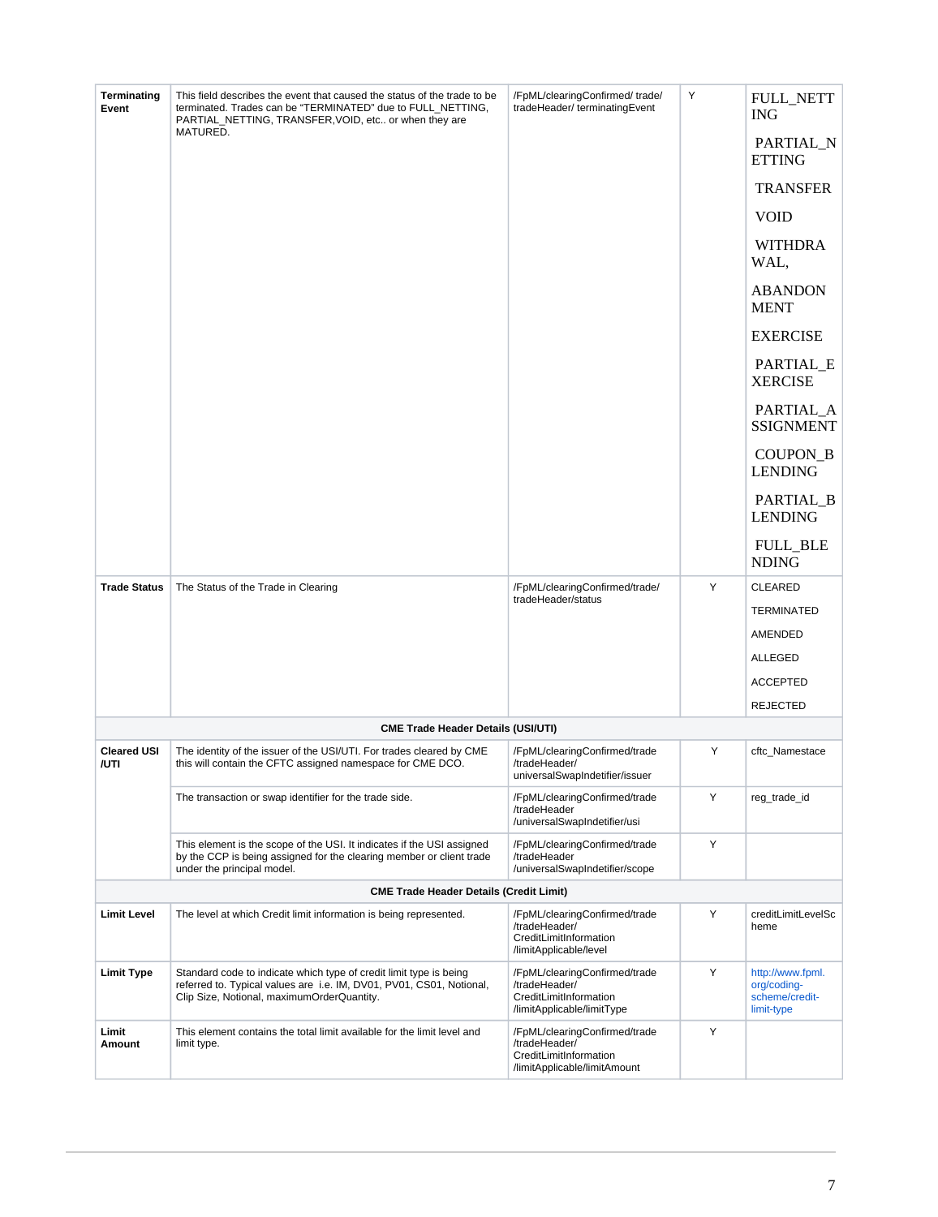| Terminating Event | This field describes the event that caused the status of the trade to be terminated. Trades can be "TERMINATED" due to FULL_NETTING, PARTIAL_NETTING, TRANSFER,VOID, etc.. or when they are MATURED. | /FpML/clearingConfirmed/ trade/ tradeHeader/ terminatingEvent | Y | FULL_NETTING<br>PARTIAL_NETTING<br>TRANSFER<br>VOID<br>WITHDRAWAL,<br>ABANDONMENT<br>EXERCISE<br>PARTIAL_EXERCISE<br>PARTIAL_ASSIGNMENT<br>COUPON_BLENDING<br>PARTIAL_BLENDING<br>FULL_BLENDING |
|---|---|---|---|---|
| **Trade Status** | The Status of the Trade in Clearing | /FpML/clearingConfirmed/trade/ tradeHeader/status | Y | CLEARED<br>TERMINATED<br>AMENDED<br>ALLEGED<br>ACCEPTED<br>REJECTED |
| | | **CME Trade Header Details (USI/UTI)** | | |
| **Cleared USI /UTI** | The identity of the issuer of the USI/UTI. For trades cleared by CME this will contain the CFTC assigned namespace for CME DCO. | /FpML/clearingConfirmed/trade /tradeHeader/ universalSwapIndetifier/issuer | Y | cftc_Namestace |
| | The transaction or swap identifier for the trade side. | /FpML/clearingConfirmed/trade /tradeHeader /universalSwapIndetifier/usi | Y | reg_trade_id |
| | This element is the scope of the USI. It indicates if the USI assigned by the CCP is being assigned for the clearing member or client trade under the principal model. | /FpML/clearingConfirmed/trade /tradeHeader /universalSwapIndetifier/scope | Y | |
| | | **CME Trade Header Details (Credit Limit)** | | |
| **Limit Level** | The level at which Credit limit information is being represented. | /FpML/clearingConfirmed/trade /tradeHeader/ CreditLimitInformation /limitApplicable/level | Y | creditLimitLevelScheme |
| **Limit Type** | Standard code to indicate which type of credit limit type is being referred to. Typical values are i.e. IM, DV01, PV01, CS01, Notional, Clip Size, Notional, maximumOrderQuantity. | /FpML/clearingConfirmed/trade /tradeHeader/ CreditLimitInformation /limitApplicable/limitType | Y | http://www.fpml.org/coding-scheme/credit-limit-type |
| **Limit Amount** | This element contains the total limit available for the limit level and limit type. | /FpML/clearingConfirmed/trade /tradeHeader/ CreditLimitInformation /limitApplicable/limitAmount | Y | |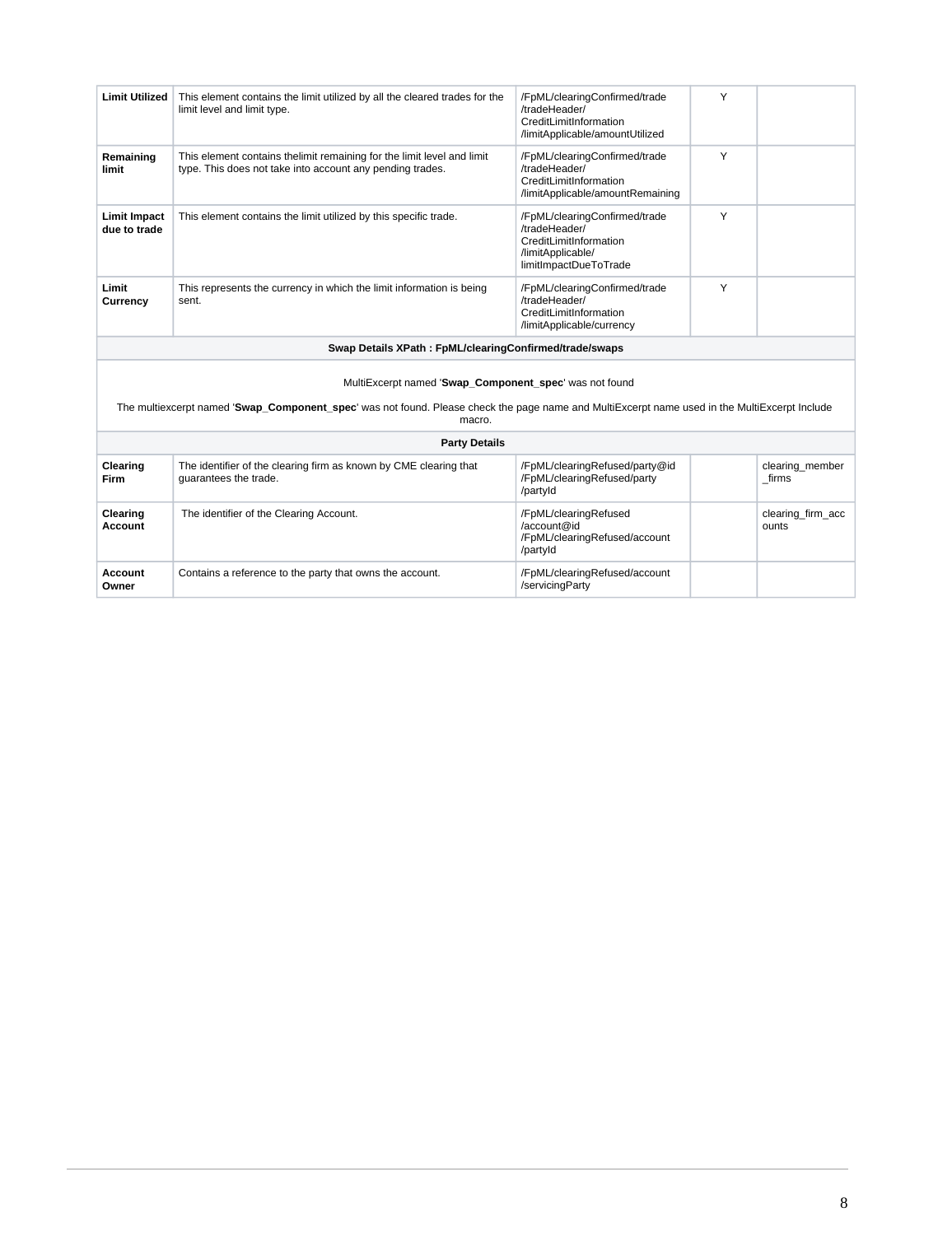| | | | | |
|---|---|---|---|---|
| **Limit Utilized** | This element contains the limit utilized by all the cleared trades for the limit level and limit type. | /FpML/clearingConfirmed/trade/tradeHeader/CreditLimitInformation/limitApplicable/amountUtilized | Y | |
| **Remaining limit** | This element contains thelimit remaining for the limit level and limit type. This does not take into account any pending trades. | /FpML/clearingConfirmed/trade/tradeHeader/CreditLimitInformation/limitApplicable/amountRemaining | Y | |
| **Limit Impact due to trade** | This element contains the limit utilized by this specific trade. | /FpML/clearingConfirmed/trade/tradeHeader/CreditLimitInformation/limitApplicable/limitImpactDueToTrade | Y | |
| **Limit Currency** | This represents the currency in which the limit information is being sent. | /FpML/clearingConfirmed/trade/tradeHeader/CreditLimitInformation/limitApplicable/currency | Y | |
| **Swap Details XPath : FpML/clearingConfirmed/trade/swaps** | | | | |
| MultiExcerpt named '**Swap_Component_spec**' was not found<br><br>The multiexcerpt named '**Swap_Component_spec**' was not found. Please check the page name and MultiExcerpt name used in the MultiExcerpt Include macro. | | | | |
| **Party Details** | | | | |
| **Clearing Firm** | The identifier of the clearing firm as known by CME clearing that guarantees the trade. | /FpML/clearingRefused/party@id /FpML/clearingRefused/party/partyId | | clearing_member_firms |
| **Clearing Account** | The identifier of the Clearing Account. | /FpML/clearingRefused/account@id /FpML/clearingRefused/account/partyId | | clearing_firm_accounts |
| **Account Owner** | Contains a reference to the party that owns the account. | /FpML/clearingRefused/account/servicingParty | | |